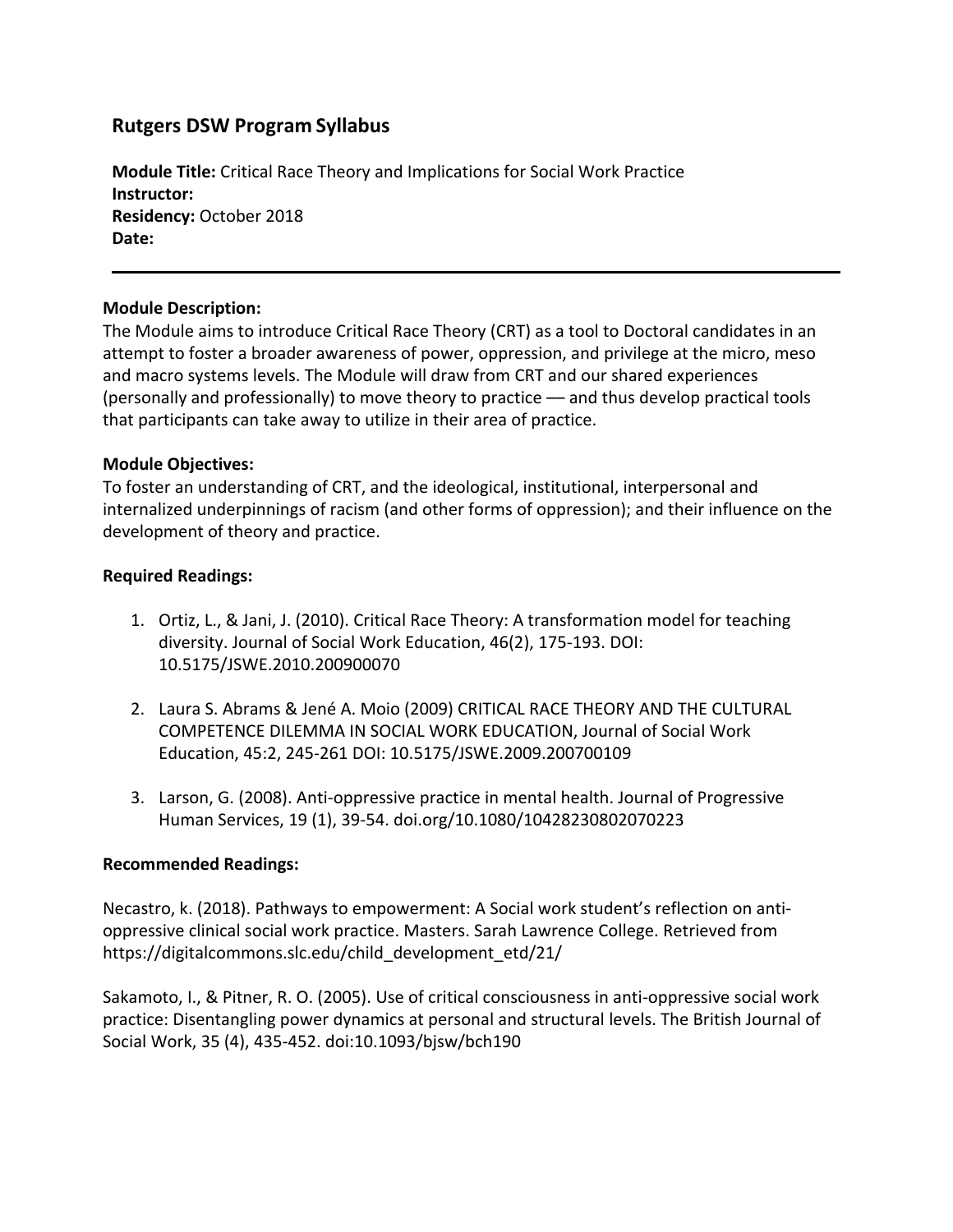# Rutgers DSW Program Syllabus

**Module Title:** Critical Race Theory and Implications for Social Work Practice
**Instructor:**
**Residency:** October 2018
**Date:**

---

**Module Description:**
The Module aims to introduce Critical Race Theory (CRT) as a tool to Doctoral candidates in an attempt to foster a broader awareness of power, oppression, and privilege at the micro, meso and macro systems levels. The Module will draw from CRT and our shared experiences (personally and professionally) to move theory to practice — and thus develop practical tools that participants can take away to utilize in their area of practice.

**Module Objectives:**
To foster an understanding of CRT, and the ideological, institutional, interpersonal and internalized underpinnings of racism (and other forms of oppression); and their influence on the development of theory and practice.

**Required Readings:**

1. Ortiz, L., & Jani, J. (2010). Critical Race Theory: A transformation model for teaching diversity. Journal of Social Work Education, 46(2), 175-193. DOI: 10.5175/JSWE.2010.200900070

2. Laura S. Abrams & Jené A. Moio (2009) CRITICAL RACE THEORY AND THE CULTURAL COMPETENCE DILEMMA IN SOCIAL WORK EDUCATION, Journal of Social Work Education, 45:2, 245-261 DOI: 10.5175/JSWE.2009.200700109

3. Larson, G. (2008). Anti-oppressive practice in mental health. Journal of Progressive Human Services, 19 (1), 39-54. doi.org/10.1080/10428230802070223

**Recommended Readings:**

Necastro, k. (2018). Pathways to empowerment: A Social work student's reflection on anti-oppressive clinical social work practice. Masters. Sarah Lawrence College. Retrieved from https://digitalcommons.slc.edu/child_development_etd/21/

Sakamoto, I., & Pitner, R. O. (2005). Use of critical consciousness in anti-oppressive social work practice: Disentangling power dynamics at personal and structural levels. The British Journal of Social Work, 35 (4), 435-452. doi:10.1093/bjsw/bch190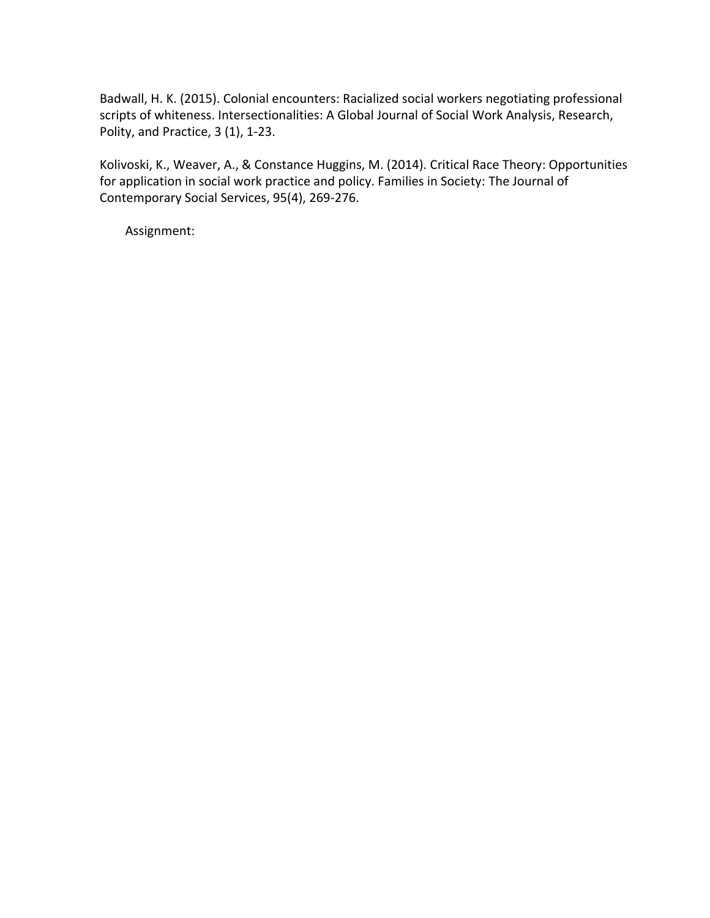Badwall, H. K. (2015). Colonial encounters: Racialized social workers negotiating professional scripts of whiteness. Intersectionalities: A Global Journal of Social Work Analysis, Research, Polity, and Practice, 3 (1), 1-23.

Kolivoski, K., Weaver, A., & Constance Huggins, M. (2014). Critical Race Theory: Opportunities for application in social work practice and policy. Families in Society: The Journal of Contemporary Social Services, 95(4), 269-276.

Assignment: